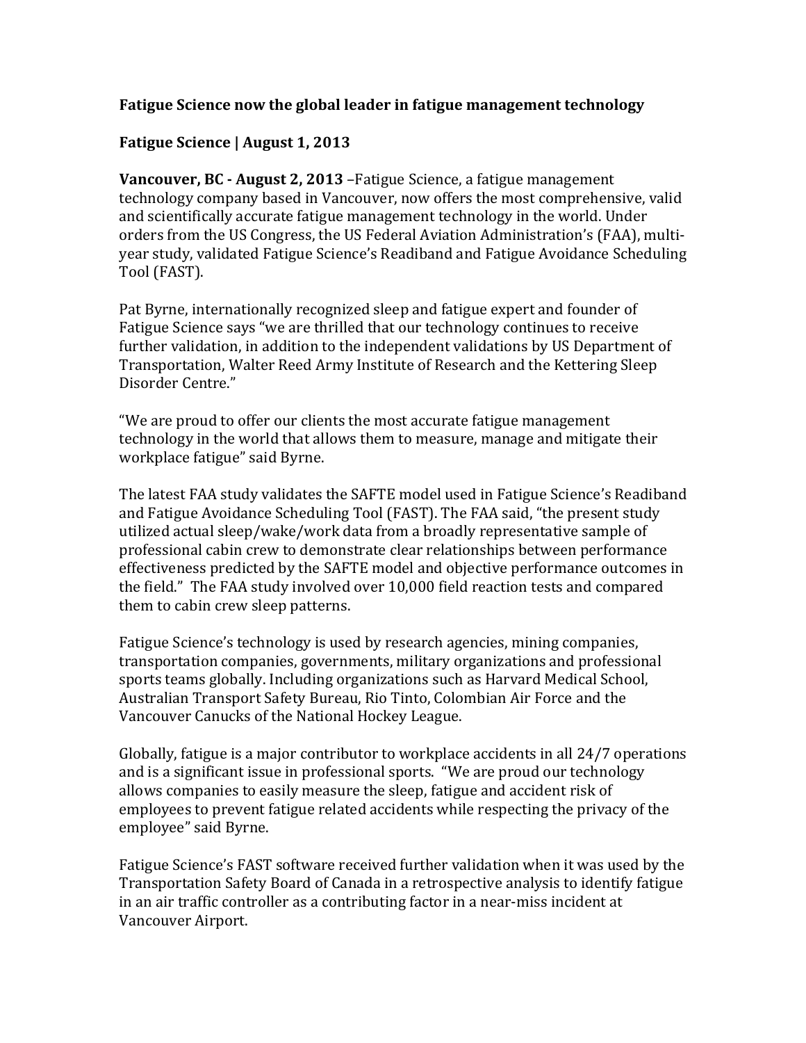**Fatigue Science now the global leader in fatigue management technology**

**Fatigue Science | August 1, 2013**

**Vancouver, BC - August 2, 2013** –Fatigue Science, a fatigue management technology company based in Vancouver, now offers the most comprehensive, valid and scientifically accurate fatigue management technology in the world. Under orders from the US Congress, the US Federal Aviation Administration's (FAA), multi-year study, validated Fatigue Science's Readiband and Fatigue Avoidance Scheduling Tool (FAST).

Pat Byrne, internationally recognized sleep and fatigue expert and founder of Fatigue Science says "we are thrilled that our technology continues to receive further validation, in addition to the independent validations by US Department of Transportation, Walter Reed Army Institute of Research and the Kettering Sleep Disorder Centre."

"We are proud to offer our clients the most accurate fatigue management technology in the world that allows them to measure, manage and mitigate their workplace fatigue" said Byrne.

The latest FAA study validates the SAFTE model used in Fatigue Science's Readiband and Fatigue Avoidance Scheduling Tool (FAST). The FAA said, "the present study utilized actual sleep/wake/work data from a broadly representative sample of professional cabin crew to demonstrate clear relationships between performance effectiveness predicted by the SAFTE model and objective performance outcomes in the field." The FAA study involved over 10,000 field reaction tests and compared them to cabin crew sleep patterns.

Fatigue Science's technology is used by research agencies, mining companies, transportation companies, governments, military organizations and professional sports teams globally. Including organizations such as Harvard Medical School, Australian Transport Safety Bureau, Rio Tinto, Colombian Air Force and the Vancouver Canucks of the National Hockey League.

Globally, fatigue is a major contributor to workplace accidents in all 24/7 operations and is a significant issue in professional sports. "We are proud our technology allows companies to easily measure the sleep, fatigue and accident risk of employees to prevent fatigue related accidents while respecting the privacy of the employee" said Byrne.

Fatigue Science's FAST software received further validation when it was used by the Transportation Safety Board of Canada in a retrospective analysis to identify fatigue in an air traffic controller as a contributing factor in a near-miss incident at Vancouver Airport.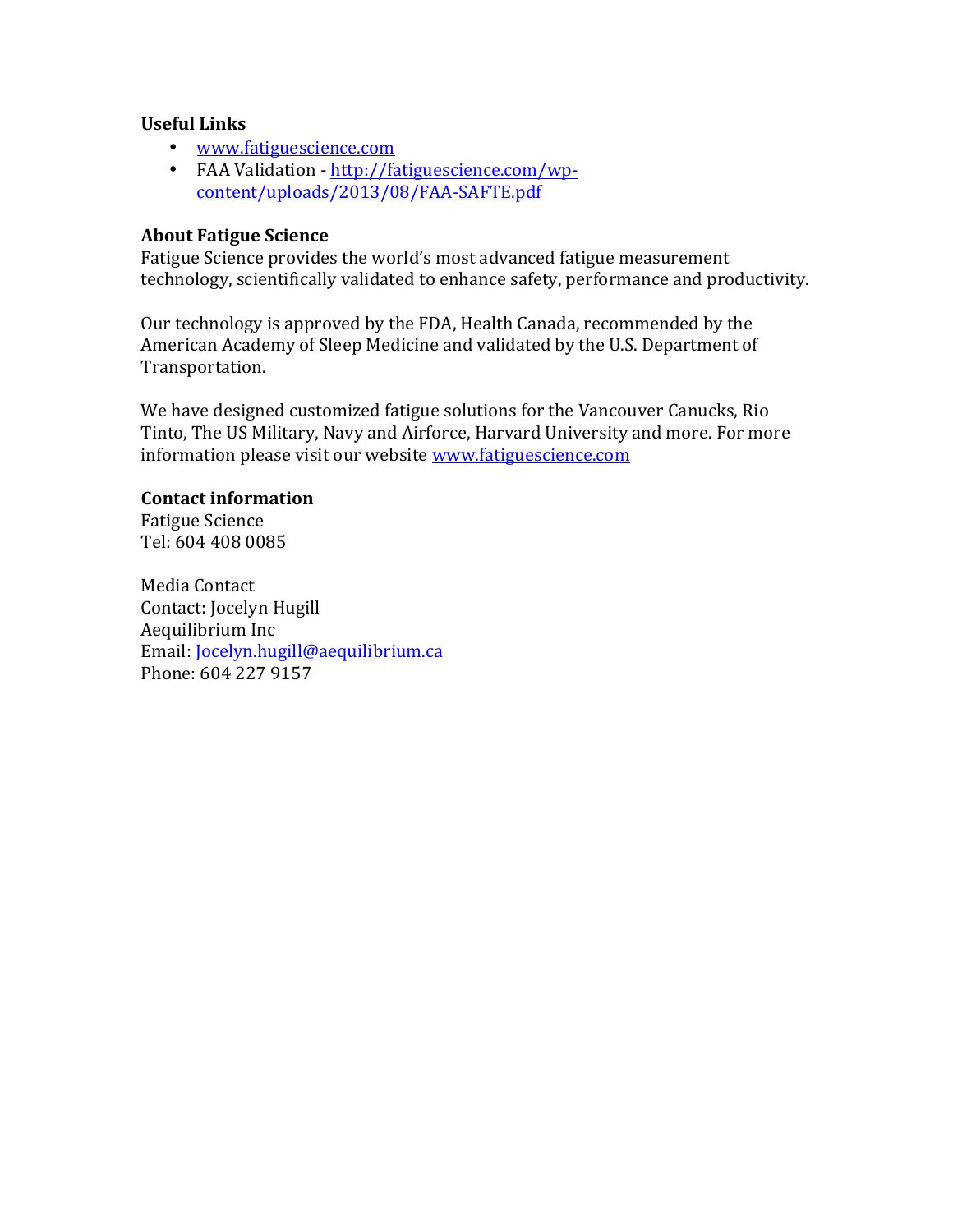**Useful Links**

- www.fatiguescience.com
- FAA Validation - http://fatiguescience.com/wp-content/uploads/2013/08/FAA-SAFTE.pdf

**About Fatigue Science**

Fatigue Science provides the world's most advanced fatigue measurement technology, scientifically validated to enhance safety, performance and productivity.

Our technology is approved by the FDA, Health Canada, recommended by the American Academy of Sleep Medicine and validated by the U.S. Department of Transportation.

We have designed customized fatigue solutions for the Vancouver Canucks, Rio Tinto, The US Military, Navy and Airforce, Harvard University and more. For more information please visit our website www.fatiguescience.com

**Contact information**

Fatigue Science
Tel: 604 408 0085

Media Contact
Contact: Jocelyn Hugill
Aequilibrium Inc
Email: Jocelyn.hugill@aequilibrium.ca
Phone: 604 227 9157